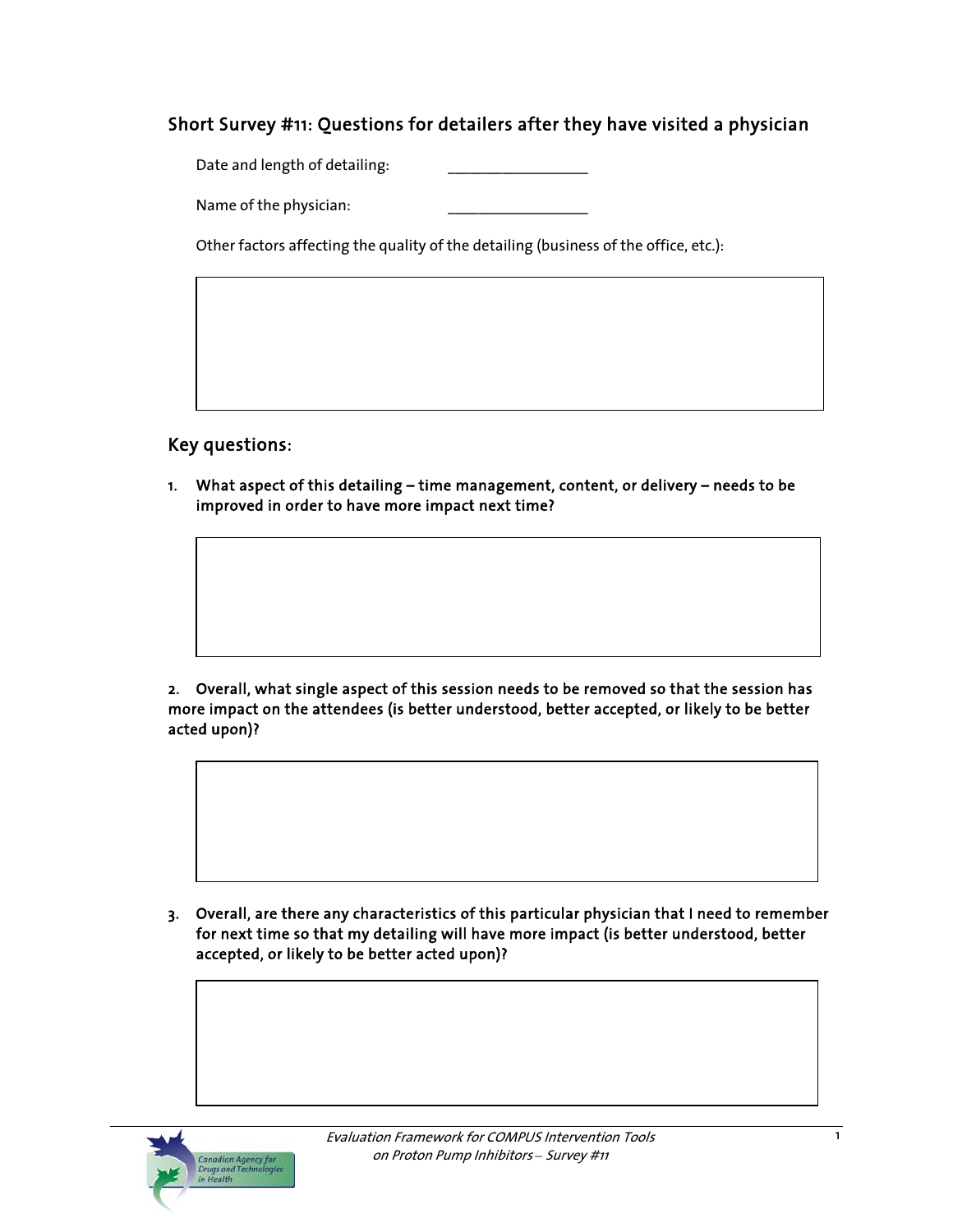## Short Survey #11: Questions for detailers after they have visited a physician

Date and length of detailing: ________________

Name of the physician: ________________

Other factors affecting the quality of the detailing (business of the office, etc.):

## Key questions:

1. **What aspect of this detailing – time management, content, or delivery – needs to be improved in order to have more impact next time?**

2. **Overall, what single aspect of this session needs to be removed so that the session has more impact on the attendees (is better understood, better accepted, or likely to be better acted upon)?**

3. **Overall, are there any characteristics of this particular physician that I need to remember for next time so that my detailing will have more impact (is better understood, better accepted, or likely to be better acted upon)?**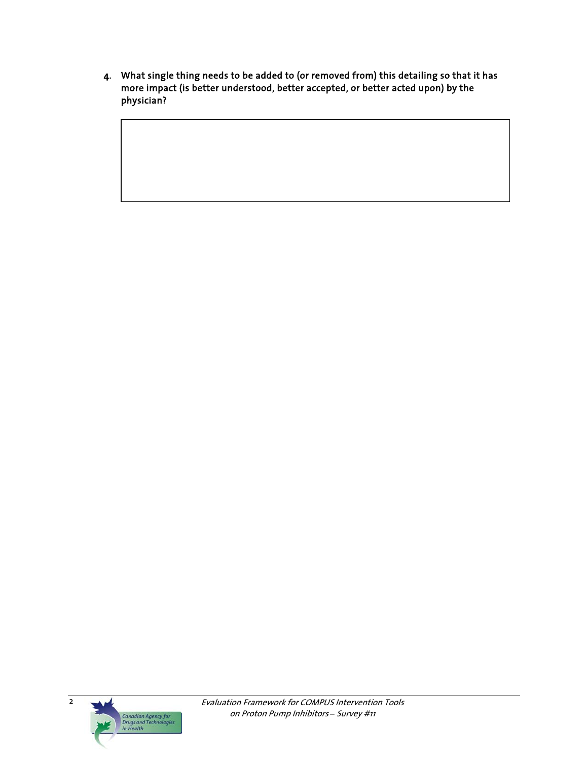4. **What single thing needs to be added to (or removed from) this detailing so that it has more impact (is better understood, better accepted, or better acted upon) by the physician?**

| |
|---|
| |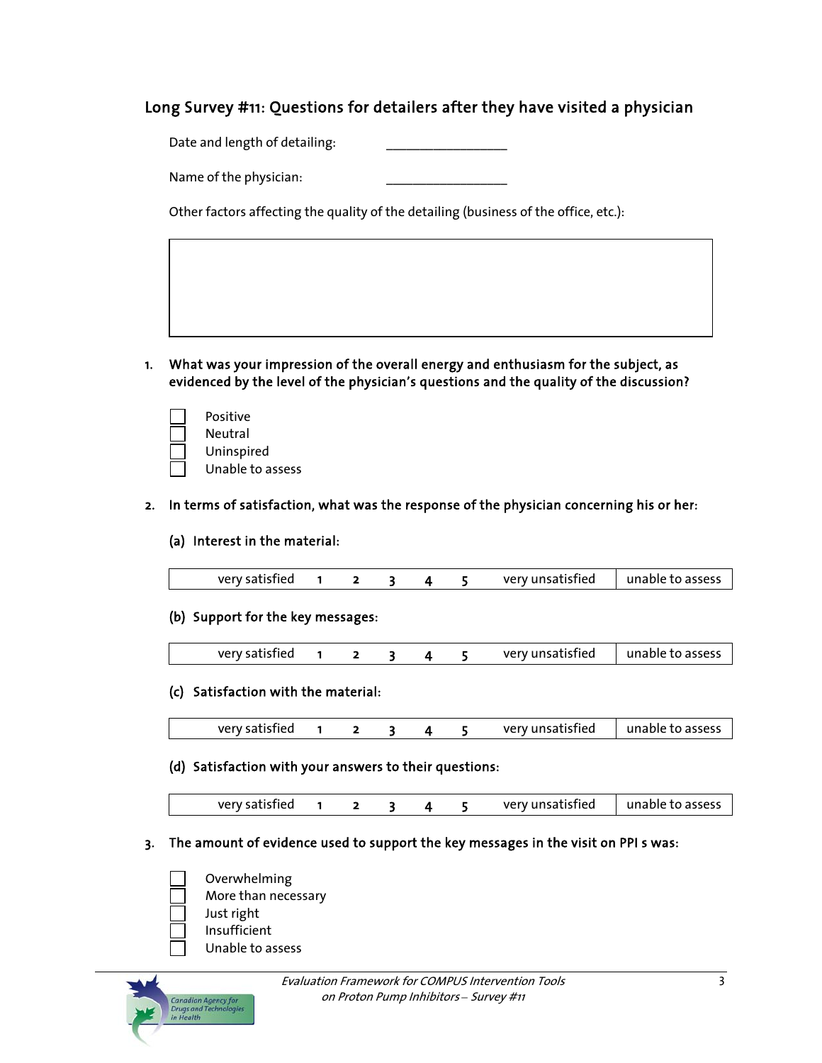## Long Survey #11: Questions for detailers after they have visited a physician

Date and length of detailing: ________________

Name of the physician: ________________

Other factors affecting the quality of the detailing (business of the office, etc.):

|   |
|---|
|   |

1. **What was your impression of the overall energy and enthusiasm for the subject, as evidenced by the level of the physician's questions and the quality of the discussion?**

   - [ ] Positive
   - [ ] Neutral
   - [ ] Uninspired
   - [ ] Unable to assess

2. **In terms of satisfaction, what was the response of the physician concerning his or her:**

   **(a) Interest in the material:**

   | very satisfied | 1 | 2 | 3 | 4 | 5 | very unsatisfied | unable to assess |
   |---|---|---|---|---|---|---|---|

   **(b) Support for the key messages:**

   | very satisfied | 1 | 2 | 3 | 4 | 5 | very unsatisfied | unable to assess |
   |---|---|---|---|---|---|---|---|

   **(c) Satisfaction with the material:**

   | very satisfied | 1 | 2 | 3 | 4 | 5 | very unsatisfied | unable to assess |
   |---|---|---|---|---|---|---|---|

   **(d) Satisfaction with your answers to their questions:**

   | very satisfied | 1 | 2 | 3 | 4 | 5 | very unsatisfied | unable to assess |
   |---|---|---|---|---|---|---|---|

3. **The amount of evidence used to support the key messages in the visit on PPI s was:**

   - [ ] Overwhelming
   - [ ] More than necessary
   - [ ] Just right
   - [ ] Insufficient
   - [ ] Unable to assess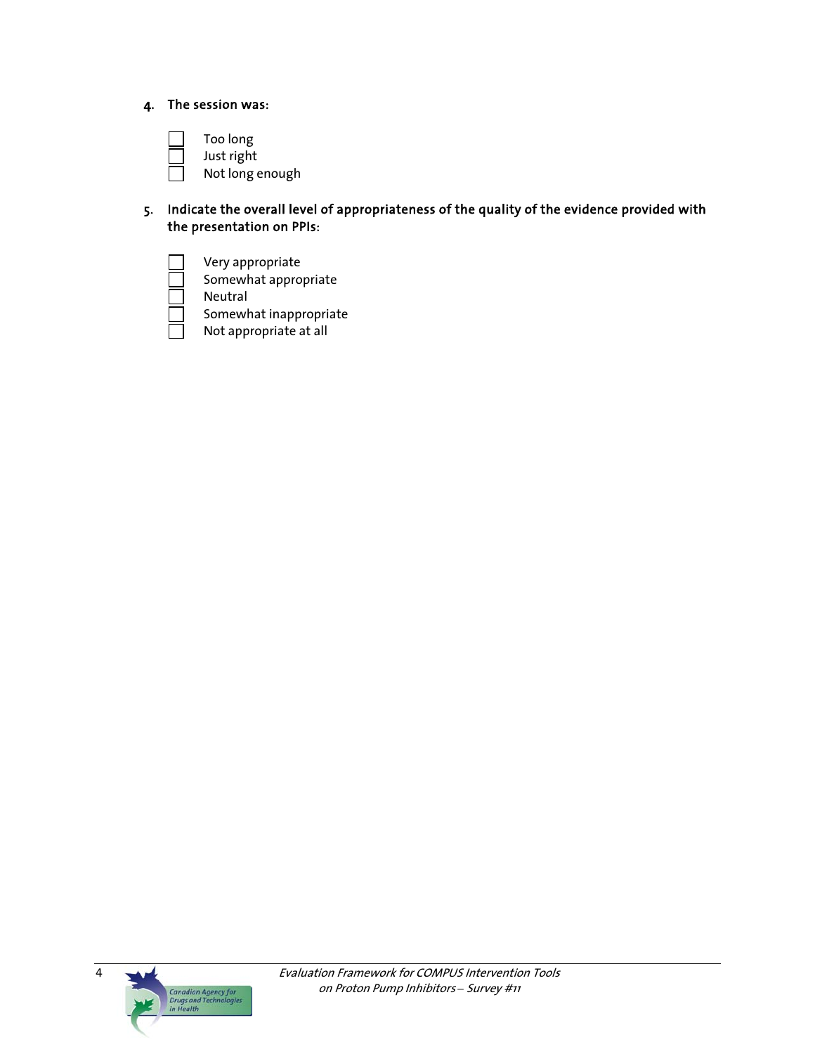4. **The session was:**

   - ☐ Too long
   - ☐ Just right
   - ☐ Not long enough

5. **Indicate the overall level of appropriateness of the quality of the evidence provided with the presentation on PPIs:**

   - ☐ Very appropriate
   - ☐ Somewhat appropriate
   - ☐ Neutral
   - ☐ Somewhat inappropriate
   - ☐ Not appropriate at all